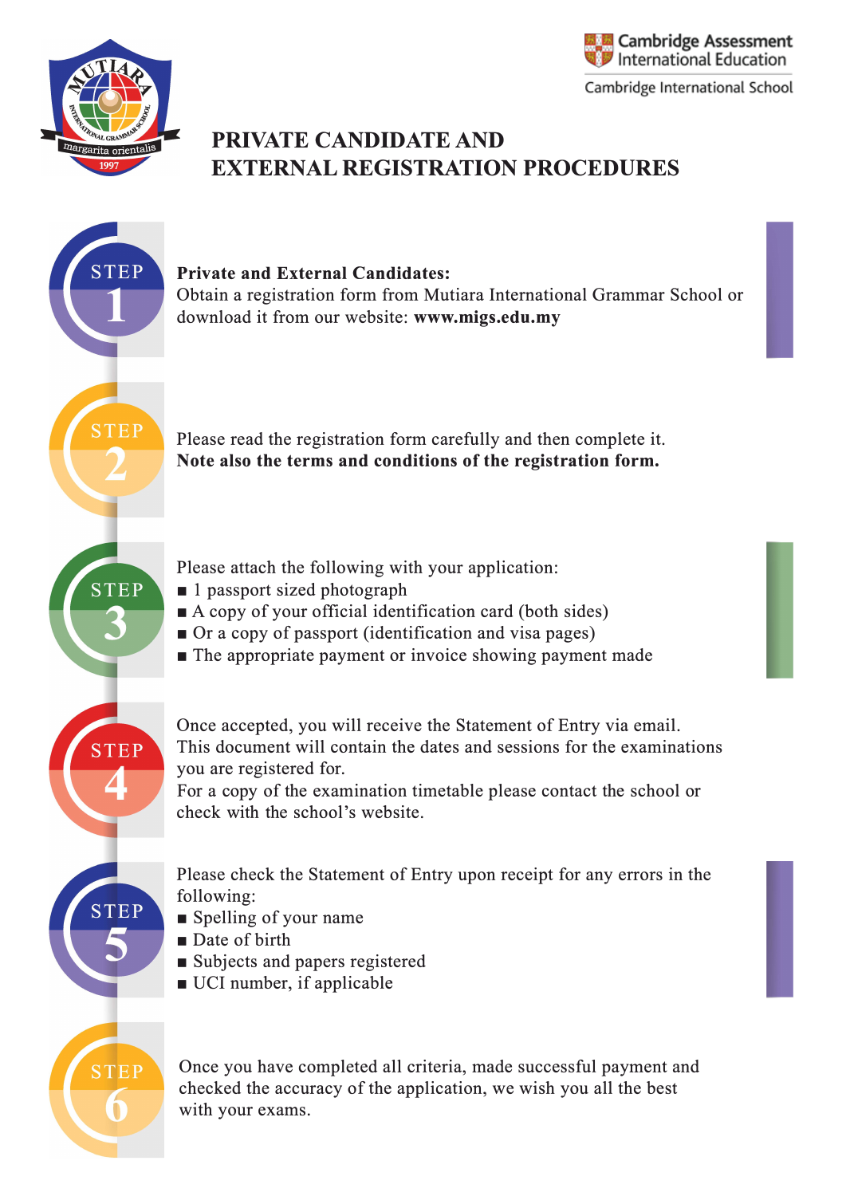MUTIARA INTERNATIONAL GRAMMAR SCHOOL
margarita orientalis
1997

Cambridge Assessment International Education
Cambridge International School

# PRIVATE CANDIDATE AND EXTERNAL REGISTRATION PROCEDURES

## STEP 1

**Private and External Candidates:**
Obtain a registration form from Mutiara International Grammar School or download it from our website: **www.migs.edu.my**

## STEP 2

Please read the registration form carefully and then complete it.
**Note also the terms and conditions of the registration form.**

## STEP 3

Please attach the following with your application:

- 1 passport sized photograph
- A copy of your official identification card (both sides)
- Or a copy of passport (identification and visa pages)
- The appropriate payment or invoice showing payment made

## STEP 4

Once accepted, you will receive the Statement of Entry via email. This document will contain the dates and sessions for the examinations you are registered for.
For a copy of the examination timetable please contact the school or check with the school's website.

## STEP 5

Please check the Statement of Entry upon receipt for any errors in the following:

- Spelling of your name
- Date of birth
- Subjects and papers registered
- UCI number, if applicable

## STEP 6

Once you have completed all criteria, made successful payment and checked the accuracy of the application, we wish you all the best with your exams.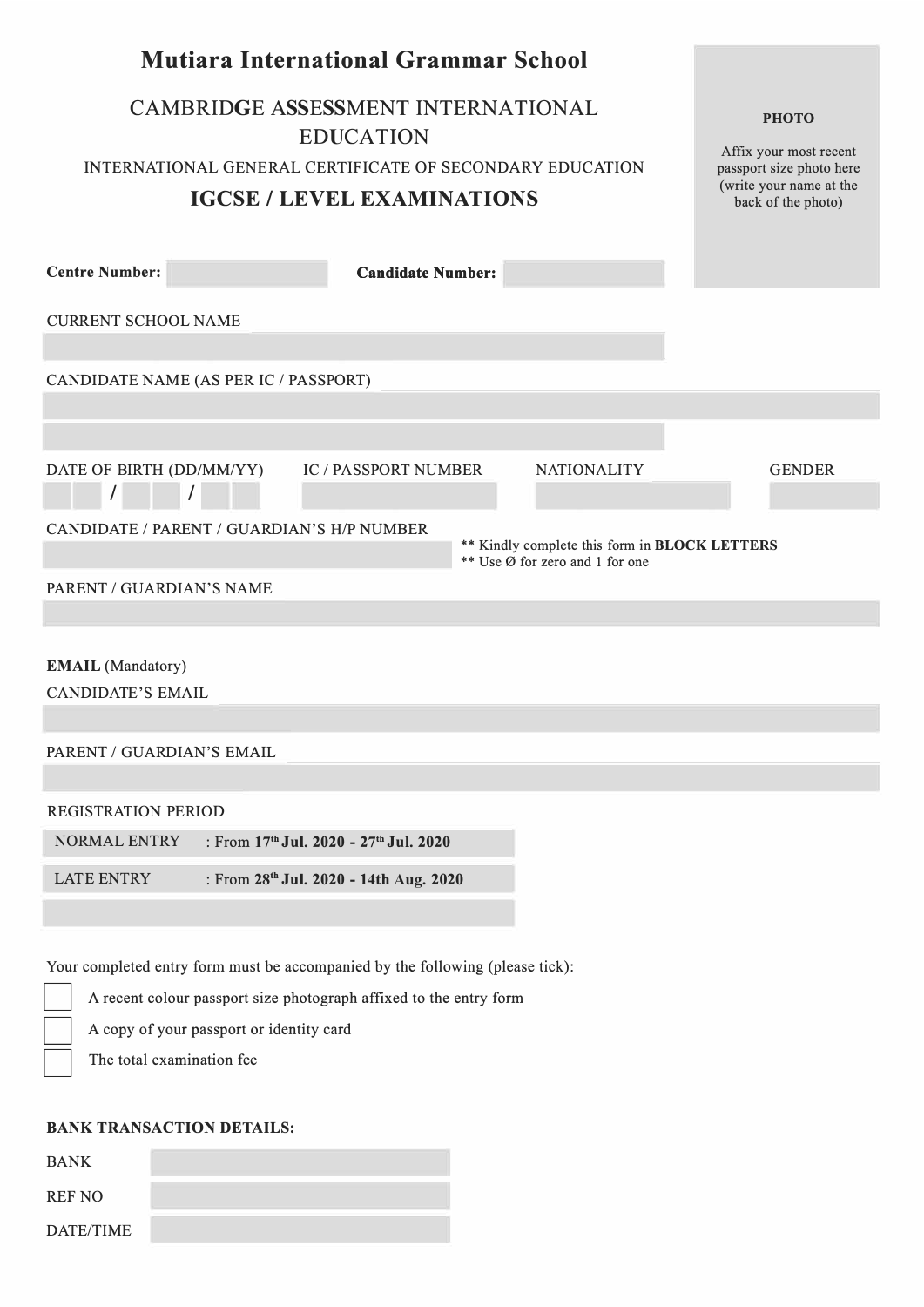# Mutiara International Grammar School

## CAMBRIDGE ASSESSMENT INTERNATIONAL EDUCATION

INTERNATIONAL GENERAL CERTIFICATE OF SECONDARY EDUCATION

## IGCSE / LEVEL EXAMINATIONS

**PHOTO**

Affix your most recent passport size photo here (write your name at the back of the photo)

**Centre Number:** 

**Candidate Number:** 

CURRENT SCHOOL NAME

CANDIDATE NAME (AS PER IC / PASSPORT)

DATE OF BIRTH (DD/MM/YY) __ __ / __ __ / __ __

IC / PASSPORT NUMBER

NATIONALITY

GENDER

CANDIDATE / PARENT / GUARDIAN'S H/P NUMBER

** Kindly complete this form in **BLOCK LETTERS**
** Use Ø for zero and 1 for one

PARENT / GUARDIAN'S NAME

**EMAIL** (Mandatory)

CANDIDATE'S EMAIL

PARENT / GUARDIAN'S EMAIL

REGISTRATION PERIOD

| | |
|---|---|
| NORMAL ENTRY | : From **17th Jul. 2020 - 27th Jul. 2020** |
| LATE ENTRY | : From **28th Jul. 2020 - 14th Aug. 2020** |

Your completed entry form must be accompanied by the following (please tick):

- ☐ A recent colour passport size photograph affixed to the entry form
- ☐ A copy of your passport or identity card
- ☐ The total examination fee

**BANK TRANSACTION DETAILS:**

BANK

REF NO

DATE/TIME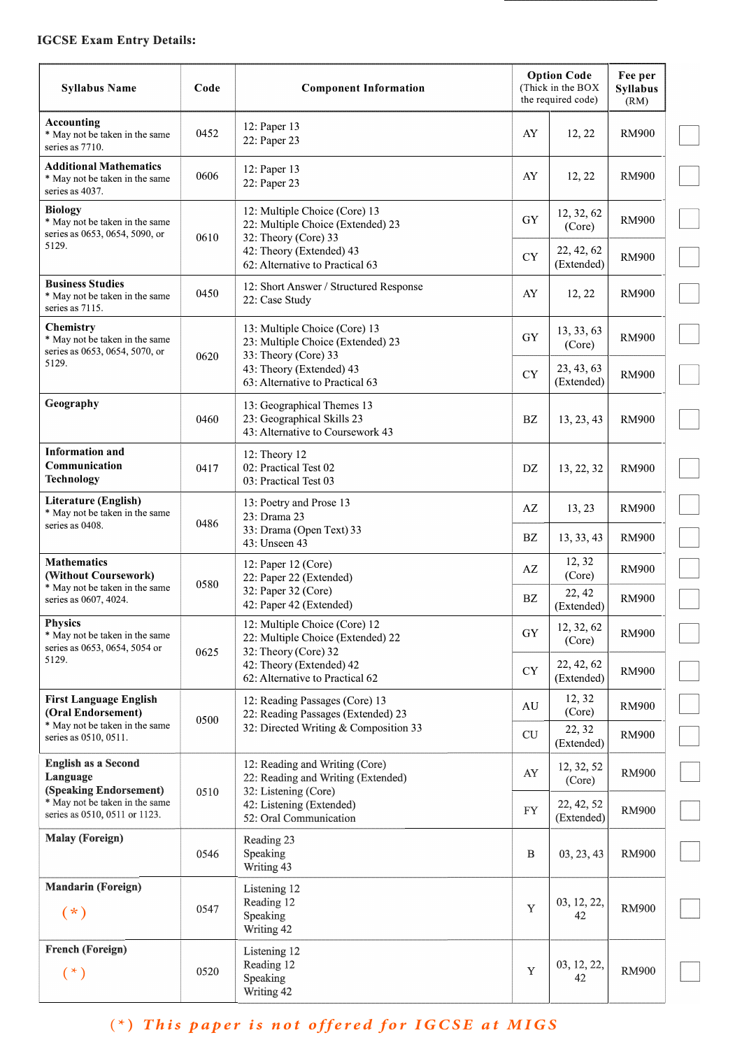**IGCSE Exam Entry Details:**

| Syllabus Name | Code | Component Information | Option Code (Thick in the BOX the required code) | | Fee per Syllabus (RM) | |
|---|---|---|---|---|---|---|
| **Accounting** * May not be taken in the same series as 7710. | 0452 | 12: Paper 13<br>22: Paper 23 | AY | 12, 22 | RM900 | ☐ |
| **Additional Mathematics** * May not be taken in the same series as 4037. | 0606 | 12: Paper 13<br>22: Paper 23 | AY | 12, 22 | RM900 | ☐ |
| **Biology** * May not be taken in the same series as 0653, 0654, 5090, or 5129. | 0610 | 12: Multiple Choice (Core) 13<br>22: Multiple Choice (Extended) 23<br>32: Theory (Core) 33<br>42: Theory (Extended) 43<br>62: Alternative to Practical 63 | GY | 12, 32, 62 (Core) | RM900 | ☐ |
| | | | CY | 22, 42, 62 (Extended) | RM900 | ☐ |
| **Business Studies** * May not be taken in the same series as 7115. | 0450 | 12: Short Answer / Structured Response<br>22: Case Study | AY | 12, 22 | RM900 | ☐ |
| **Chemistry** * May not be taken in the same series as 0653, 0654, 5070, or 5129. | 0620 | 13: Multiple Choice (Core) 13<br>23: Multiple Choice (Extended) 23<br>33: Theory (Core) 33<br>43: Theory (Extended) 43<br>63: Alternative to Practical 63 | GY | 13, 33, 63 (Core) | RM900 | ☐ |
| | | | CY | 23, 43, 63 (Extended) | RM900 | ☐ |
| **Geography** | 0460 | 13: Geographical Themes 13<br>23: Geographical Skills 23<br>43: Alternative to Coursework 43 | BZ | 13, 23, 43 | RM900 | ☐ |
| **Information and Communication Technology** | 0417 | 12: Theory 12<br>02: Practical Test 02<br>03: Practical Test 03 | DZ | 13, 22, 32 | RM900 | ☐ |
| **Literature (English)** * May not be taken in the same series as 0408. | 0486 | 13: Poetry and Prose 13<br>23: Drama 23<br>33: Drama (Open Text) 33<br>43: Unseen 43 | AZ | 13, 23 | RM900 | ☐ |
| | | | BZ | 13, 33, 43 | RM900 | ☐ |
| **Mathematics (Without Coursework)** * May not be taken in the same series as 0607, 4024. | 0580 | 12: Paper 12 (Core)<br>22: Paper 22 (Extended)<br>32: Paper 32 (Core)<br>42: Paper 42 (Extended) | AZ | 12, 32 (Core) | RM900 | ☐ |
| | | | BZ | 22, 42 (Extended) | RM900 | ☐ |
| **Physics** * May not be taken in the same series as 0653, 0654, 5054 or 5129. | 0625 | 12: Multiple Choice (Core) 12<br>22: Multiple Choice (Extended) 22<br>32: Theory (Core) 32<br>42: Theory (Extended) 42<br>62: Alternative to Practical 62 | GY | 12, 32, 62 (Core) | RM900 | ☐ |
| | | | CY | 22, 42, 62 (Extended) | RM900 | ☐ |
| **First Language English (Oral Endorsement)** * May not be taken in the same series as 0510, 0511. | 0500 | 12: Reading Passages (Core) 13<br>22: Reading Passages (Extended) 23<br>32: Directed Writing & Composition 33 | AU | 12, 32 (Core) | RM900 | ☐ |
| | | | CU | 22, 32 (Extended) | RM900 | ☐ |
| **English as a Second Language (Speaking Endorsement)** * May not be taken in the same series as 0510, 0511 or 1123. | 0510 | 12: Reading and Writing (Core)<br>22: Reading and Writing (Extended)<br>32: Listening (Core)<br>42: Listening (Extended)<br>52: Oral Communication | AY | 12, 32, 52 (Core) | RM900 | ☐ |
| | | | FY | 22, 42, 52 (Extended) | RM900 | ☐ |
| **Malay (Foreign)** | 0546 | Reading 23<br>Speaking<br>Writing 43 | B | 03, 23, 43 | RM900 | ☐ |
| **Mandarin (Foreign)** (*) | 0547 | Listening 12<br>Reading 12<br>Speaking<br>Writing 42 | Y | 03, 12, 22, 42 | RM900 | ☐ |
| **French (Foreign)** (*) | 0520 | Listening 12<br>Reading 12<br>Speaking<br>Writing 42 | Y | 03, 12, 22, 42 | RM900 | ☐ |

*(*) This paper is not offered for IGCSE at MIGS*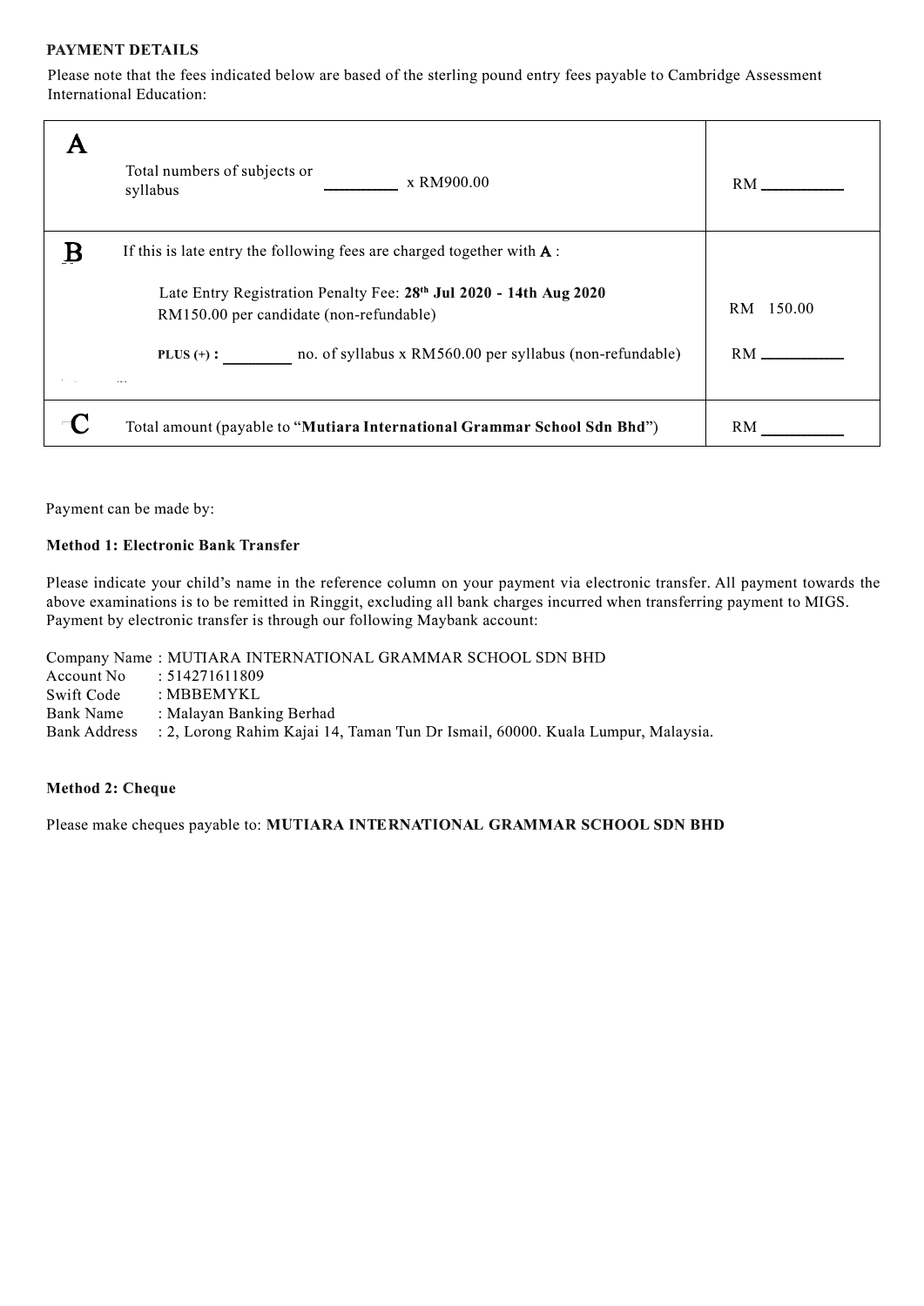**PAYMENT DETAILS**

Please note that the fees indicated below are based of the sterling pound entry fees payable to Cambridge Assessment International Education:

| | | |
|---|---|---|
| **A** | Total numbers of subjects or syllabus ________ x RM900.00 | RM ________ |
| **B** | If this is late entry the following fees are charged together with **A** :<br><br>Late Entry Registration Penalty Fee: **28th Jul 2020 - 14th Aug 2020**<br>RM150.00 per candidate (non-refundable)<br><br>**PLUS (+) :** ________ no. of syllabus x RM560.00 per syllabus (non-refundable) | <br><br>RM 150.00<br><br>RM ________ |
| **C** | Total amount (payable to "**Mutiara International Grammar School Sdn Bhd**") | RM ________ |

Payment can be made by:

**Method 1: Electronic Bank Transfer**

Please indicate your child's name in the reference column on your payment via electronic transfer. All payment towards the above examinations is to be remitted in Ringgit, excluding all bank charges incurred when transferring payment to MIGS. Payment by electronic transfer is through our following Maybank account:

Company Name : MUTIARA INTERNATIONAL GRAMMAR SCHOOL SDN BHD
Account No : 514271611809
Swift Code : MBBEMYKL
Bank Name : Malayan Banking Berhad
Bank Address : 2, Lorong Rahim Kajai 14, Taman Tun Dr Ismail, 60000. Kuala Lumpur, Malaysia.

**Method 2: Cheque**

Please make cheques payable to: **MUTIARA INTERNATIONAL GRAMMAR SCHOOL SDN BHD**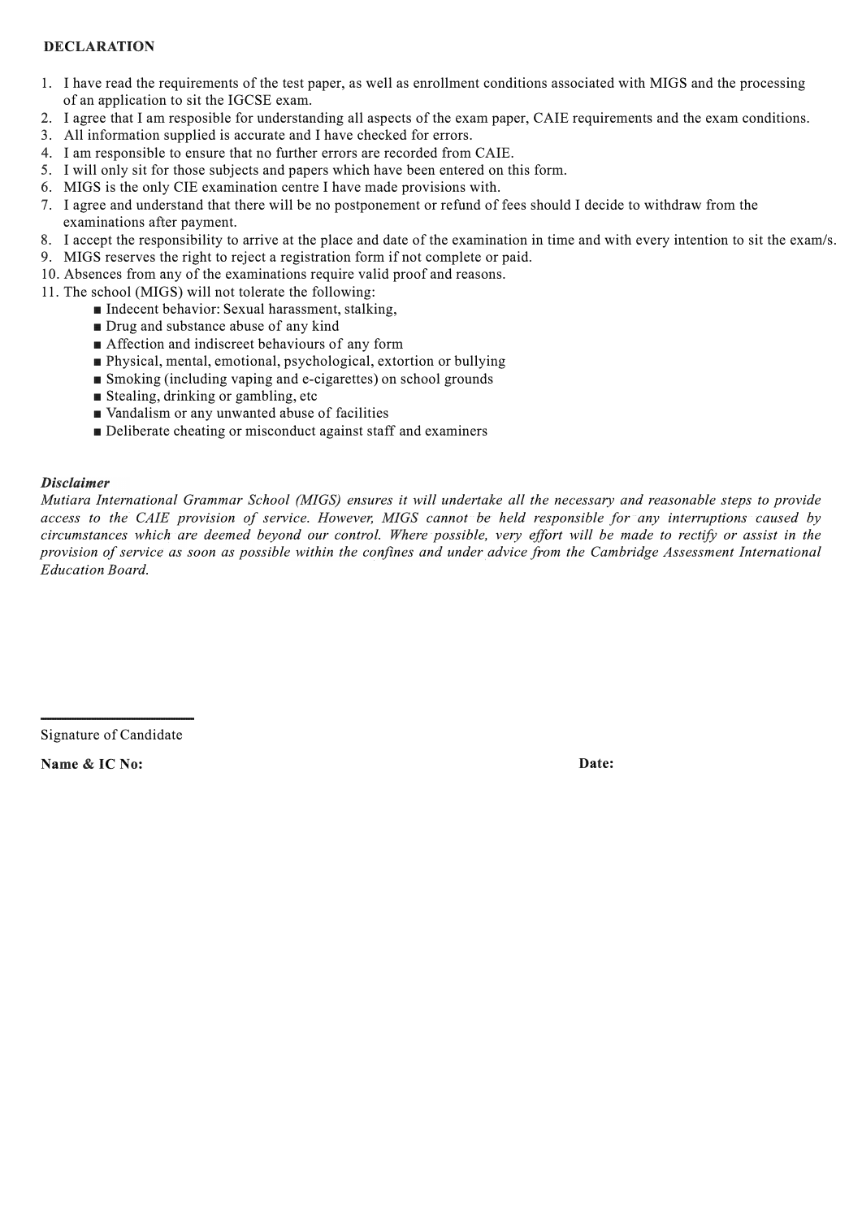**DECLARATION**

1. I have read the requirements of the test paper, as well as enrollment conditions associated with MIGS and the processing of an application to sit the IGCSE exam.
2. I agree that I am resposible for understanding all aspects of the exam paper, CAIE requirements and the exam conditions.
3. All information supplied is accurate and I have checked for errors.
4. I am responsible to ensure that no further errors are recorded from CAIE.
5. I will only sit for those subjects and papers which have been entered on this form.
6. MIGS is the only CIE examination centre I have made provisions with.
7. I agree and understand that there will be no postponement or refund of fees should I decide to withdraw from the examinations after payment.
8. I accept the responsibility to arrive at the place and date of the examination in time and with every intention to sit the exam/s.
9. MIGS reserves the right to reject a registration form if not complete or paid.
10. Absences from any of the examinations require valid proof and reasons.
11. The school (MIGS) will not tolerate the following:
    - Indecent behavior: Sexual harassment, stalking,
    - Drug and substance abuse of any kind
    - Affection and indiscreet behaviours of any form
    - Physical, mental, emotional, psychological, extortion or bullying
    - Smoking (including vaping and e-cigarettes) on school grounds
    - Stealing, drinking or gambling, etc
    - Vandalism or any unwanted abuse of facilities
    - Deliberate cheating or misconduct against staff and examiners

***Disclaimer***

*Mutiara International Grammar School (MIGS) ensures it will undertake all the necessary and reasonable steps to provide access to the CAIE provision of service. However, MIGS cannot be held responsible for any interruptions caused by circumstances which are deemed beyond our control. Where possible, very effort will be made to rectify or assist in the provision of service as soon as possible within the confines and under advice from the Cambridge Assessment International Education Board.*

\_\_\_\_\_\_\_\_\_\_\_\_\_\_\_\_\_\_\_\_

Signature of Candidate

**Name & IC No:** **Date:**